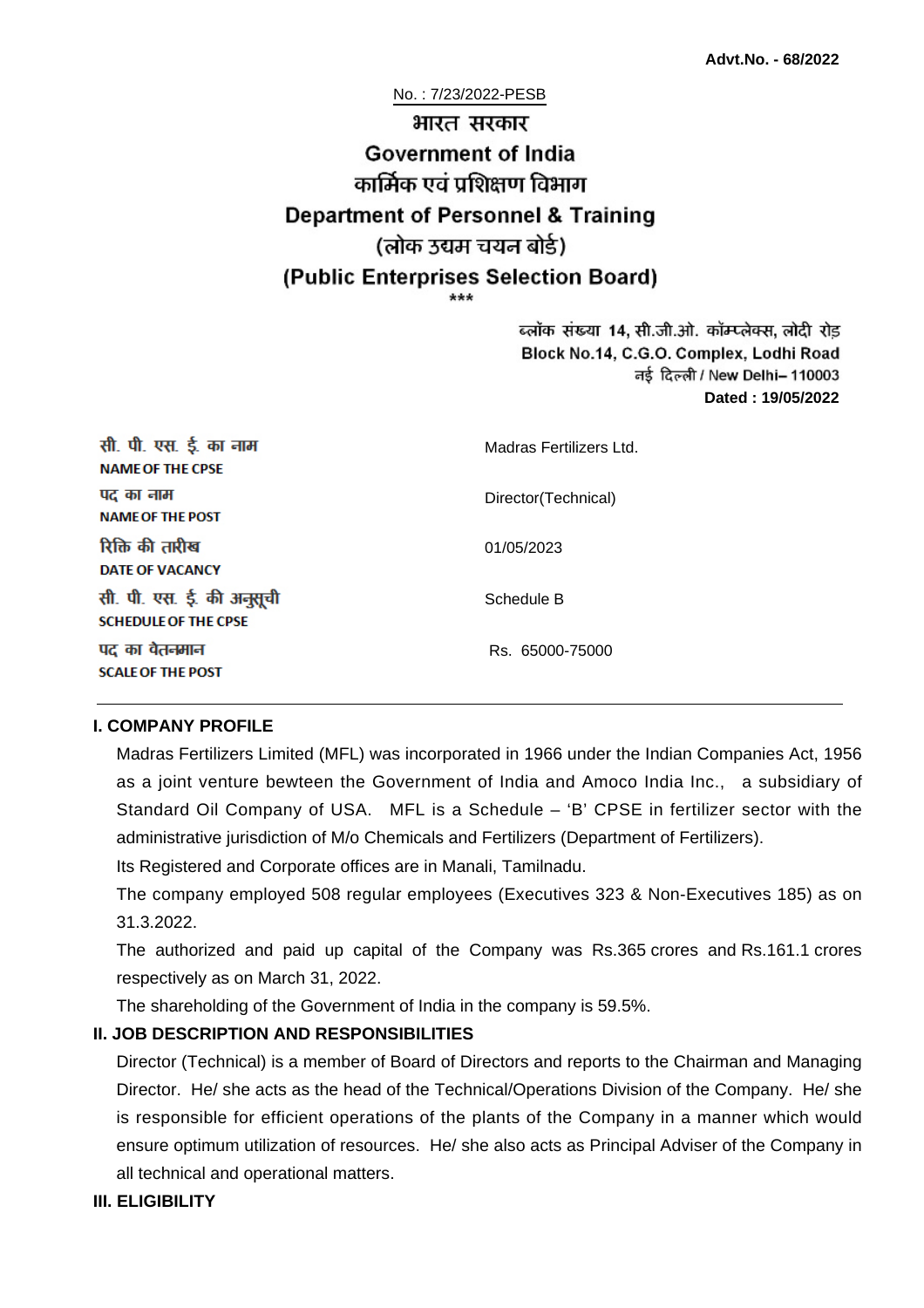**Advt.No. - 68/2022**

No. : 7/23/2022-PESB

# भारत सरकार
# Government of India
## कार्मिक एवं प्रशिक्षण विभाग
## Department of Personnel & Training
## (लोक उद्यम चयन बोर्ड)
## (Public Enterprises Selection Board)

\*\*\*

ब्लॉक संख्या 14, सी.जी.ओ. कॉम्प्लेक्स, लोदी रोड
Block No.14, C.G.O. Complex, Lodhi Road
नई दिल्ली / New Delhi– 110003
**Dated : 19/05/2022**

| | |
|---|---|
| सी. पी. एस. ई. का नाम<br>**NAME OF THE CPSE** | Madras Fertilizers Ltd. |
| पद का नाम<br>**NAME OF THE POST** | Director(Technical) |
| रिक्ति की तारीख<br>**DATE OF VACANCY** | 01/05/2023 |
| सी. पी. एस. ई. की अनुसूची<br>**SCHEDULE OF THE CPSE** | Schedule B |
| पद का वेतनमान<br>**SCALE OF THE POST** | Rs. 65000-75000 |

### I. COMPANY PROFILE

Madras Fertilizers Limited (MFL) was incorporated in 1966 under the Indian Companies Act, 1956 as a joint venture bewteen the Government of India and Amoco India Inc., a subsidiary of Standard Oil Company of USA. MFL is a Schedule – 'B' CPSE in fertilizer sector with the administrative jurisdiction of M/o Chemicals and Fertilizers (Department of Fertilizers).

Its Registered and Corporate offices are in Manali, Tamilnadu.

The company employed 508 regular employees (Executives 323 & Non-Executives 185) as on 31.3.2022.

The authorized and paid up capital of the Company was Rs.365 crores and Rs.161.1 crores respectively as on March 31, 2022.

The shareholding of the Government of India in the company is 59.5%.

### II. JOB DESCRIPTION AND RESPONSIBILITIES

Director (Technical) is a member of Board of Directors and reports to the Chairman and Managing Director. He/ she acts as the head of the Technical/Operations Division of the Company. He/ she is responsible for efficient operations of the plants of the Company in a manner which would ensure optimum utilization of resources. He/ she also acts as Principal Adviser of the Company in all technical and operational matters.

### III. ELIGIBILITY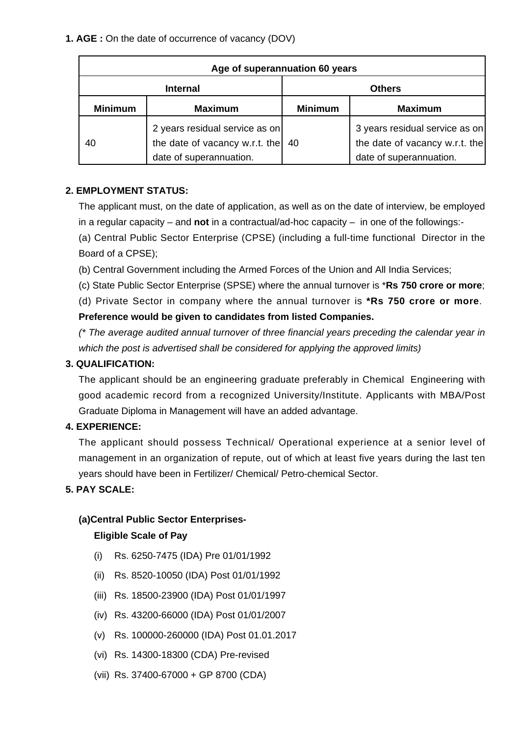**1. AGE :** On the date of occurrence of vacancy (DOV)

| Age of superannuation 60 years | | | |
|---|---|---|---|
| **Internal** | | **Others** | |
| **Minimum** | **Maximum** | **Minimum** | **Maximum** |
| 40 | 2 years residual service as on the date of vacancy w.r.t. the date of superannuation. | 40 | 3 years residual service as on the date of vacancy w.r.t. the date of superannuation. |

**2. EMPLOYMENT STATUS:**

The applicant must, on the date of application, as well as on the date of interview, be employed in a regular capacity – and **not** in a contractual/ad-hoc capacity – in one of the followings:-

(a) Central Public Sector Enterprise (CPSE) (including a full-time functional Director in the Board of a CPSE);

(b) Central Government including the Armed Forces of the Union and All India Services;

(c) State Public Sector Enterprise (SPSE) where the annual turnover is ***Rs 750 crore or more**;

(d) Private Sector in company where the annual turnover is ***Rs 750 crore or more**.

**Preference would be given to candidates from listed Companies.**

*(* The average audited annual turnover of three financial years preceding the calendar year in which the post is advertised shall be considered for applying the approved limits)*

**3. QUALIFICATION:**

The applicant should be an engineering graduate preferably in Chemical Engineering with good academic record from a recognized University/Institute. Applicants with MBA/Post Graduate Diploma in Management will have an added advantage.

**4. EXPERIENCE:**

The applicant should possess Technical/ Operational experience at a senior level of management in an organization of repute, out of which at least five years during the last ten years should have been in Fertilizer/ Chemical/ Petro-chemical Sector.

**5. PAY SCALE:**

**(a)Central Public Sector Enterprises-**

**Eligible Scale of Pay**

(i) Rs. 6250-7475 (IDA) Pre 01/01/1992

(ii) Rs. 8520-10050 (IDA) Post 01/01/1992

(iii) Rs. 18500-23900 (IDA) Post 01/01/1997

(iv) Rs. 43200-66000 (IDA) Post 01/01/2007

(v) Rs. 100000-260000 (IDA) Post 01.01.2017

(vi) Rs. 14300-18300 (CDA) Pre-revised

(vii) Rs. 37400-67000 + GP 8700 (CDA)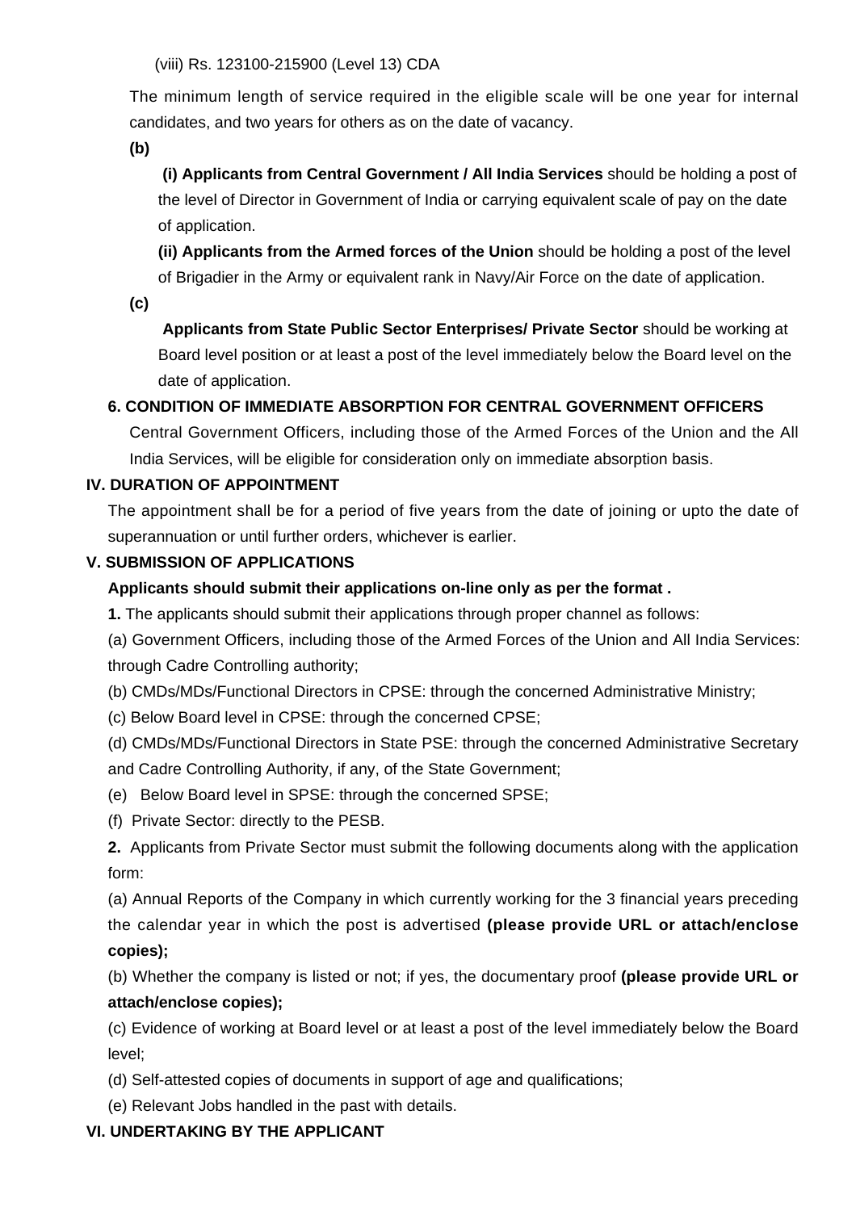(viii) Rs. 123100-215900 (Level 13) CDA

The minimum length of service required in the eligible scale will be one year for internal candidates, and two years for others as on the date of vacancy.

**(b)**

**(i) Applicants from Central Government / All India Services** should be holding a post of the level of Director in Government of India or carrying equivalent scale of pay on the date of application.

**(ii) Applicants from the Armed forces of the Union** should be holding a post of the level of Brigadier in the Army or equivalent rank in Navy/Air Force on the date of application.

**(c)**

**Applicants from State Public Sector Enterprises/ Private Sector** should be working at Board level position or at least a post of the level immediately below the Board level on the date of application.

**6. CONDITION OF IMMEDIATE ABSORPTION FOR CENTRAL GOVERNMENT OFFICERS**

Central Government Officers, including those of the Armed Forces of the Union and the All India Services, will be eligible for consideration only on immediate absorption basis.

## IV. DURATION OF APPOINTMENT

The appointment shall be for a period of five years from the date of joining or upto the date of superannuation or until further orders, whichever is earlier.

## V. SUBMISSION OF APPLICATIONS

**Applicants should submit their applications on-line only as per the format .**

**1.** The applicants should submit their applications through proper channel as follows:

(a) Government Officers, including those of the Armed Forces of the Union and All India Services: through Cadre Controlling authority;

(b) CMDs/MDs/Functional Directors in CPSE: through the concerned Administrative Ministry;

(c) Below Board level in CPSE: through the concerned CPSE;

(d) CMDs/MDs/Functional Directors in State PSE: through the concerned Administrative Secretary and Cadre Controlling Authority, if any, of the State Government;

(e) Below Board level in SPSE: through the concerned SPSE;

(f) Private Sector: directly to the PESB.

**2.** Applicants from Private Sector must submit the following documents along with the application form:

(a) Annual Reports of the Company in which currently working for the 3 financial years preceding the calendar year in which the post is advertised **(please provide URL or attach/enclose copies);**

(b) Whether the company is listed or not; if yes, the documentary proof **(please provide URL or attach/enclose copies);**

(c) Evidence of working at Board level or at least a post of the level immediately below the Board level;

(d) Self-attested copies of documents in support of age and qualifications;

(e) Relevant Jobs handled in the past with details.

## VI. UNDERTAKING BY THE APPLICANT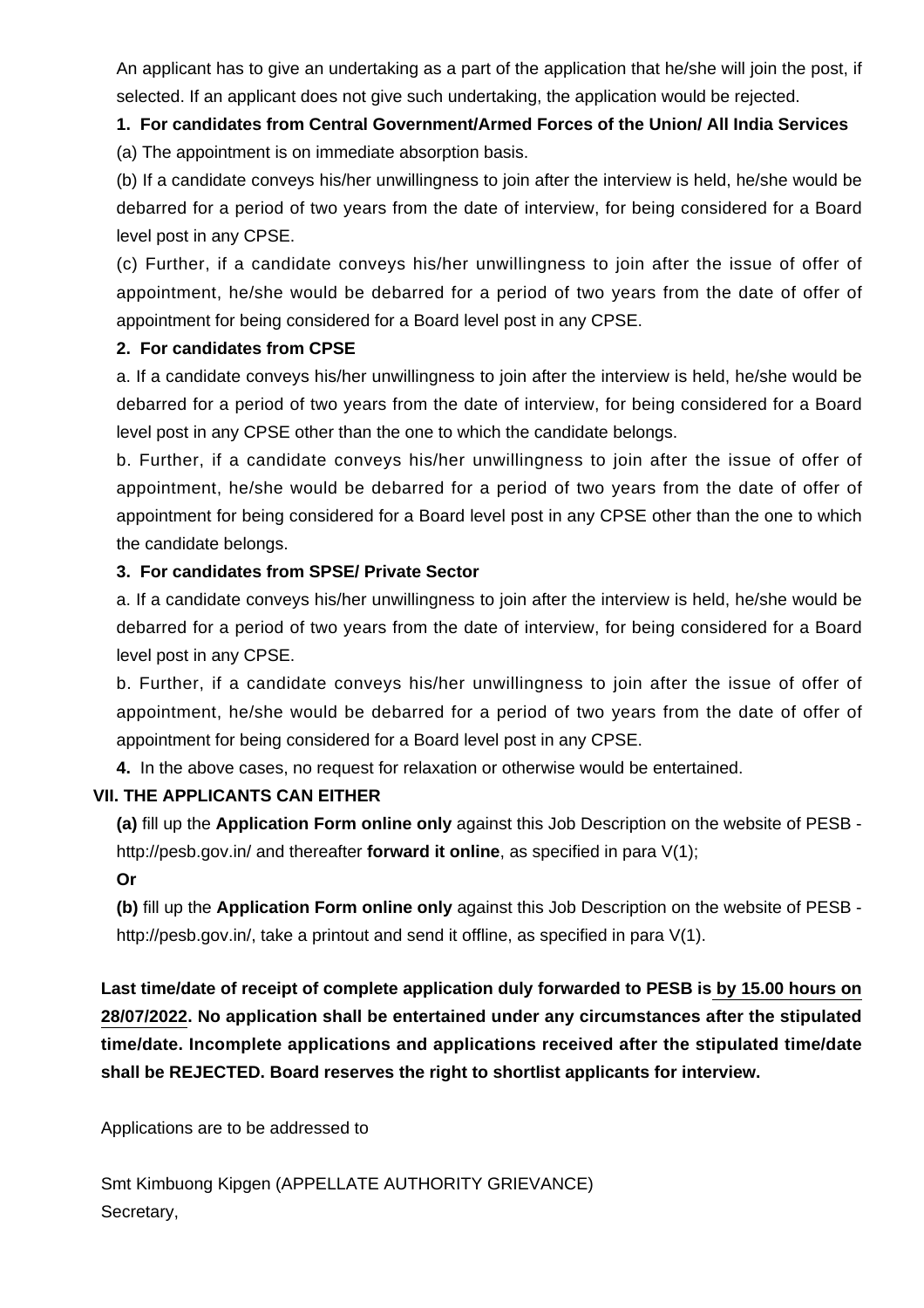An applicant has to give an undertaking as a part of the application that he/she will join the post, if selected. If an applicant does not give such undertaking, the application would be rejected.

**1. For candidates from Central Government/Armed Forces of the Union/ All India Services**

(a) The appointment is on immediate absorption basis.

(b) If a candidate conveys his/her unwillingness to join after the interview is held, he/she would be debarred for a period of two years from the date of interview, for being considered for a Board level post in any CPSE.

(c) Further, if a candidate conveys his/her unwillingness to join after the issue of offer of appointment, he/she would be debarred for a period of two years from the date of offer of appointment for being considered for a Board level post in any CPSE.

**2. For candidates from CPSE**

a. If a candidate conveys his/her unwillingness to join after the interview is held, he/she would be debarred for a period of two years from the date of interview, for being considered for a Board level post in any CPSE other than the one to which the candidate belongs.

b. Further, if a candidate conveys his/her unwillingness to join after the issue of offer of appointment, he/she would be debarred for a period of two years from the date of offer of appointment for being considered for a Board level post in any CPSE other than the one to which the candidate belongs.

**3. For candidates from SPSE/ Private Sector**

a. If a candidate conveys his/her unwillingness to join after the interview is held, he/she would be debarred for a period of two years from the date of interview, for being considered for a Board level post in any CPSE.

b. Further, if a candidate conveys his/her unwillingness to join after the issue of offer of appointment, he/she would be debarred for a period of two years from the date of offer of appointment for being considered for a Board level post in any CPSE.

**4.** In the above cases, no request for relaxation or otherwise would be entertained.

**VII. THE APPLICANTS CAN EITHER**

**(a)** fill up the **Application Form online only** against this Job Description on the website of PESB - http://pesb.gov.in/ and thereafter **forward it online**, as specified in para V(1);

**Or**

**(b)** fill up the **Application Form online only** against this Job Description on the website of PESB - http://pesb.gov.in/, take a printout and send it offline, as specified in para V(1).

**Last time/date of receipt of complete application duly forwarded to PESB is by 15.00 hours on 28/07/2022. No application shall be entertained under any circumstances after the stipulated time/date. Incomplete applications and applications received after the stipulated time/date shall be REJECTED. Board reserves the right to shortlist applicants for interview.**

Applications are to be addressed to

Smt Kimbuong Kipgen (APPELLATE AUTHORITY GRIEVANCE)
Secretary,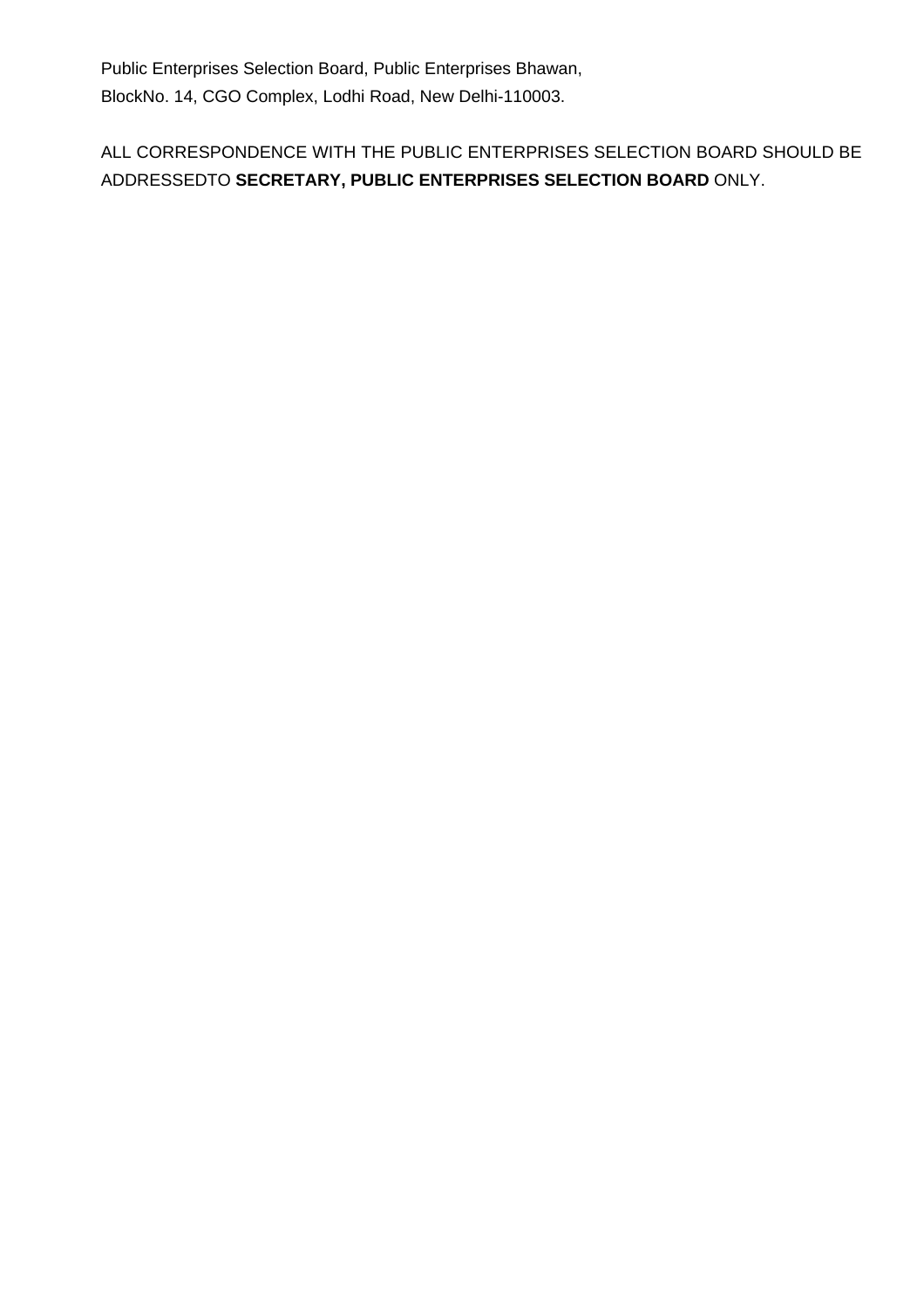Public Enterprises Selection Board, Public Enterprises Bhawan,
BlockNo. 14, CGO Complex, Lodhi Road, New Delhi-110003.

ALL CORRESPONDENCE WITH THE PUBLIC ENTERPRISES SELECTION BOARD SHOULD BE ADDRESSEDTO **SECRETARY, PUBLIC ENTERPRISES SELECTION BOARD** ONLY.